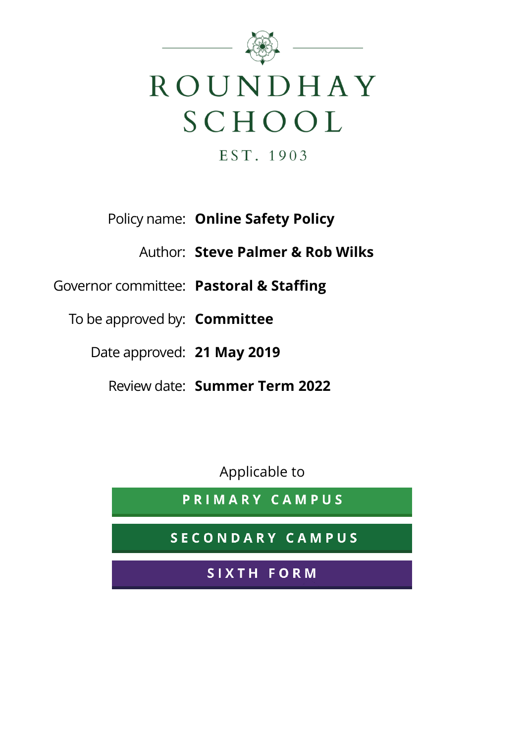# ROUNDHAY SCHOOL

EST. 1903

| | |
|---|---|
| Policy name: | **Online Safety Policy** |
| Author: | **Steve Palmer & Rob Wilks** |
| Governor committee: | **Pastoral & Staffing** |
| To be approved by: | **Committee** |
| Date approved: | **21 May 2019** |
| Review date: | **Summer Term 2022** |

Applicable to

**PRIMARY CAMPUS**

**SECONDARY CAMPUS**

**SIXTH FORM**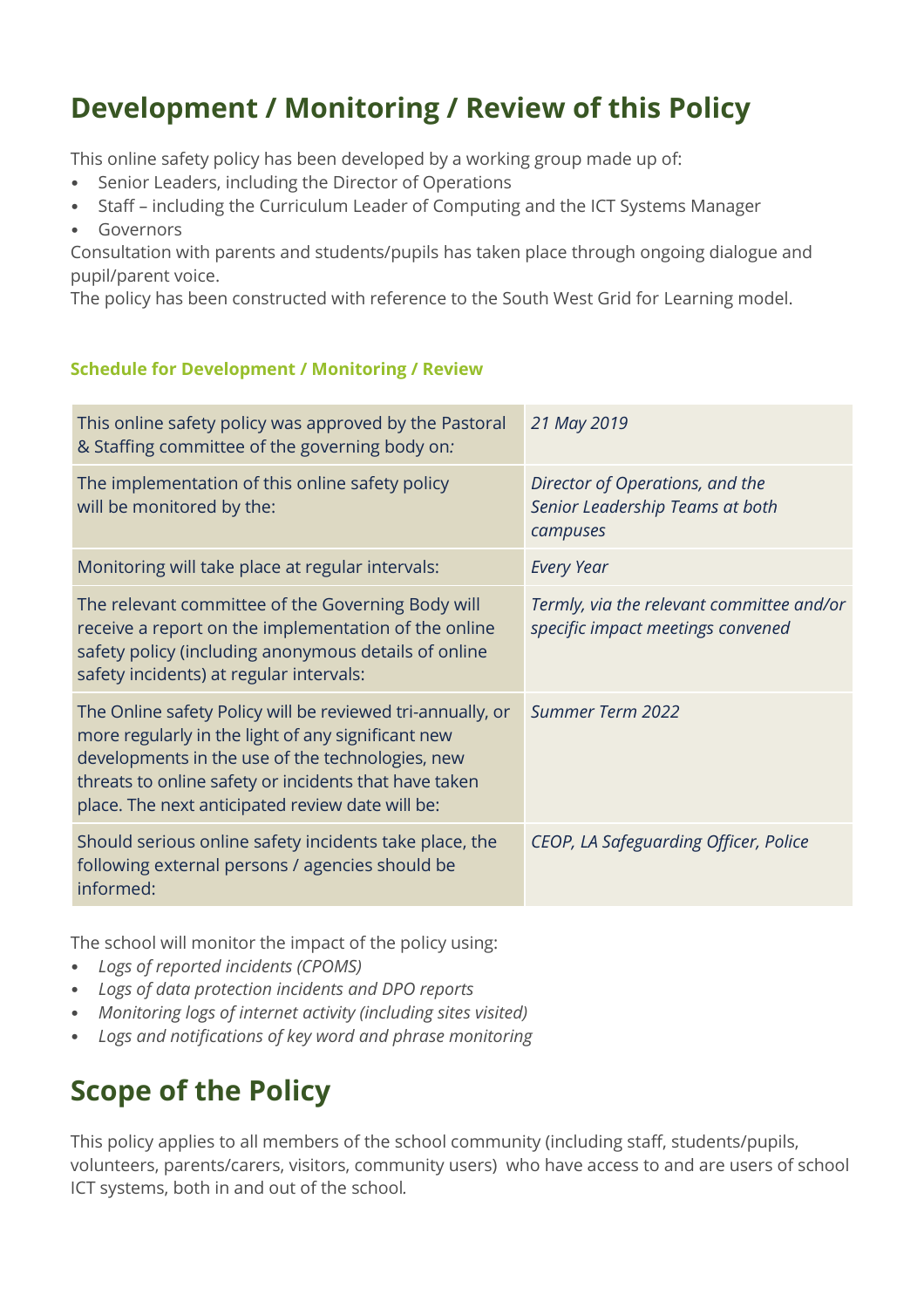# Development / Monitoring / Review of this Policy

This online safety policy has been developed by a working group made up of:

- Senior Leaders, including the Director of Operations
- Staff – including the Curriculum Leader of Computing and the ICT Systems Manager
- Governors

Consultation with parents and students/pupils has taken place through ongoing dialogue and pupil/parent voice.

The policy has been constructed with reference to the South West Grid for Learning model.

### Schedule for Development / Monitoring / Review

| | |
|---|---|
| This online safety policy was approved by the Pastoral & Staffing committee of the governing body on: | *21 May 2019* |
| The implementation of this online safety policy will be monitored by the: | *Director of Operations, and the Senior Leadership Teams at both campuses* |
| Monitoring will take place at regular intervals: | *Every Year* |
| The relevant committee of the Governing Body will receive a report on the implementation of the online safety policy (including anonymous details of online safety incidents) at regular intervals: | *Termly, via the relevant committee and/or specific impact meetings convened* |
| The Online safety Policy will be reviewed tri-annually, or more regularly in the light of any significant new developments in the use of the technologies, new threats to online safety or incidents that have taken place. The next anticipated review date will be: | *Summer Term 2022* |
| Should serious online safety incidents take place, the following external persons / agencies should be informed: | *CEOP, LA Safeguarding Officer, Police* |

The school will monitor the impact of the policy using:

- *Logs of reported incidents (CPOMS)*
- *Logs of data protection incidents and DPO reports*
- *Monitoring logs of internet activity (including sites visited)*
- *Logs and notifications of key word and phrase monitoring*

# Scope of the Policy

This policy applies to all members of the school community (including staff, students/pupils, volunteers, parents/carers, visitors, community users) who have access to and are users of school ICT systems, both in and out of the school.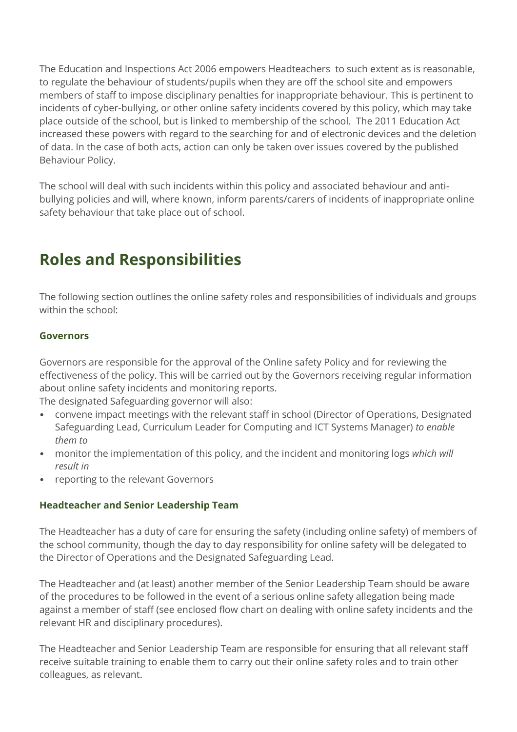The Education and Inspections Act 2006 empowers Headteachers to such extent as is reasonable, to regulate the behaviour of students/pupils when they are off the school site and empowers members of staff to impose disciplinary penalties for inappropriate behaviour. This is pertinent to incidents of cyber-bullying, or other online safety incidents covered by this policy, which may take place outside of the school, but is linked to membership of the school. The 2011 Education Act increased these powers with regard to the searching for and of electronic devices and the deletion of data. In the case of both acts, action can only be taken over issues covered by the published Behaviour Policy.

The school will deal with such incidents within this policy and associated behaviour and anti-bullying policies and will, where known, inform parents/carers of incidents of inappropriate online safety behaviour that take place out of school.

## Roles and Responsibilities

The following section outlines the online safety roles and responsibilities of individuals and groups within the school:

### Governors

Governors are responsible for the approval of the Online safety Policy and for reviewing the effectiveness of the policy. This will be carried out by the Governors receiving regular information about online safety incidents and monitoring reports.
The designated Safeguarding governor will also:

- convene impact meetings with the relevant staff in school (Director of Operations, Designated Safeguarding Lead, Curriculum Leader for Computing and ICT Systems Manager) *to enable them to*
- monitor the implementation of this policy, and the incident and monitoring logs *which will result in*
- reporting to the relevant Governors

### Headteacher and Senior Leadership Team

The Headteacher has a duty of care for ensuring the safety (including online safety) of members of the school community, though the day to day responsibility for online safety will be delegated to the Director of Operations and the Designated Safeguarding Lead.

The Headteacher and (at least) another member of the Senior Leadership Team should be aware of the procedures to be followed in the event of a serious online safety allegation being made against a member of staff (see enclosed flow chart on dealing with online safety incidents and the relevant HR and disciplinary procedures).

The Headteacher and Senior Leadership Team are responsible for ensuring that all relevant staff receive suitable training to enable them to carry out their online safety roles and to train other colleagues, as relevant.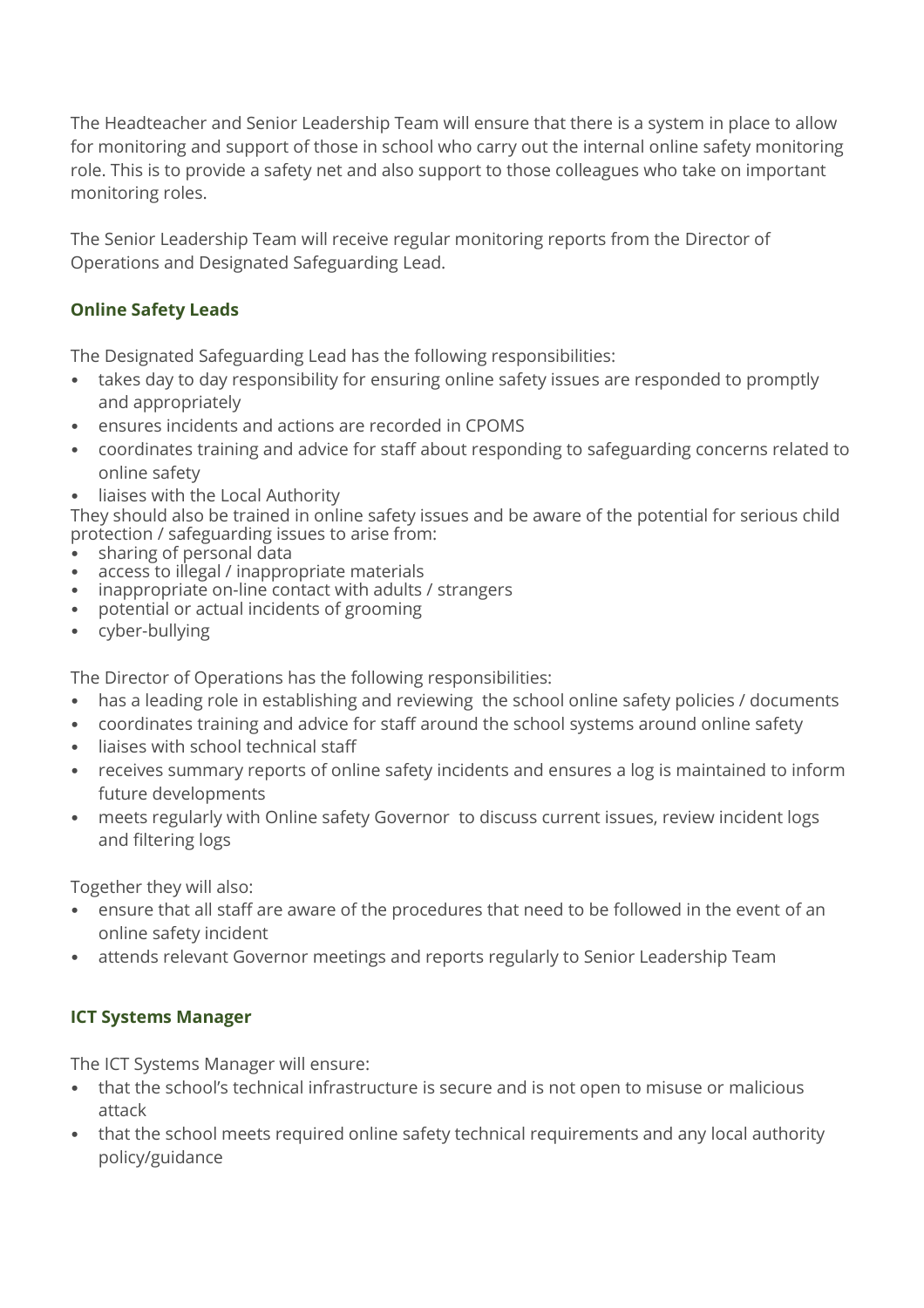The Headteacher and Senior Leadership Team will ensure that there is a system in place to allow for monitoring and support of those in school who carry out the internal online safety monitoring role. This is to provide a safety net and also support to those colleagues who take on important monitoring roles.

The Senior Leadership Team will receive regular monitoring reports from the Director of Operations and Designated Safeguarding Lead.

### Online Safety Leads

The Designated Safeguarding Lead has the following responsibilities:

- takes day to day responsibility for ensuring online safety issues are responded to promptly and appropriately
- ensures incidents and actions are recorded in CPOMS
- coordinates training and advice for staff about responding to safeguarding concerns related to online safety
- liaises with the Local Authority

They should also be trained in online safety issues and be aware of the potential for serious child protection / safeguarding issues to arise from:

- sharing of personal data
- access to illegal / inappropriate materials
- inappropriate on-line contact with adults / strangers
- potential or actual incidents of grooming
- cyber-bullying

The Director of Operations has the following responsibilities:

- has a leading role in establishing and reviewing the school online safety policies / documents
- coordinates training and advice for staff around the school systems around online safety
- liaises with school technical staff
- receives summary reports of online safety incidents and ensures a log is maintained to inform future developments
- meets regularly with Online safety Governor to discuss current issues, review incident logs and filtering logs

Together they will also:

- ensure that all staff are aware of the procedures that need to be followed in the event of an online safety incident
- attends relevant Governor meetings and reports regularly to Senior Leadership Team

### ICT Systems Manager

The ICT Systems Manager will ensure:

- that the school's technical infrastructure is secure and is not open to misuse or malicious attack
- that the school meets required online safety technical requirements and any local authority policy/guidance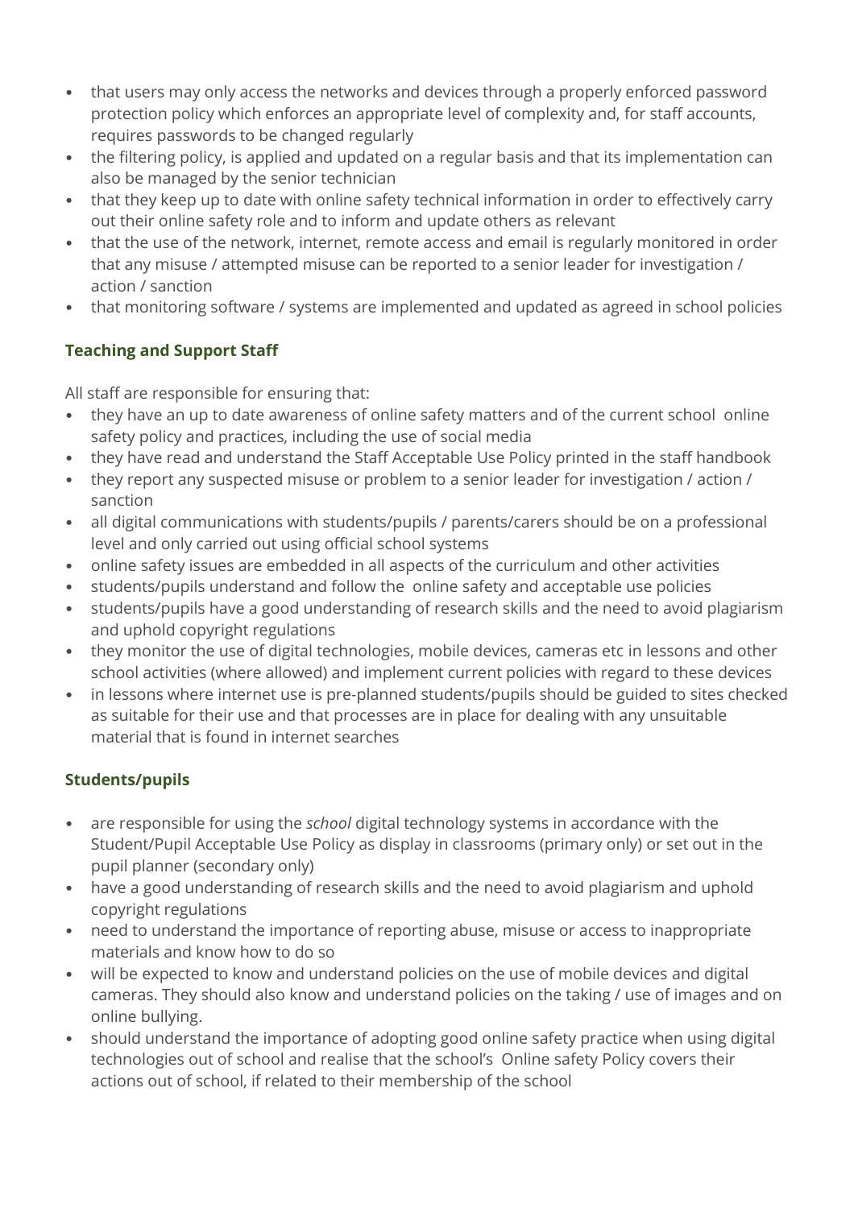- that users may only access the networks and devices through a properly enforced password protection policy which enforces an appropriate level of complexity and, for staff accounts, requires passwords to be changed regularly
- the filtering policy, is applied and updated on a regular basis and that its implementation can also be managed by the senior technician
- that they keep up to date with online safety technical information in order to effectively carry out their online safety role and to inform and update others as relevant
- that the use of the network, internet, remote access and email is regularly monitored in order that any misuse / attempted misuse can be reported to a senior leader for investigation / action / sanction
- that monitoring software / systems are implemented and updated as agreed in school policies

### Teaching and Support Staff

All staff are responsible for ensuring that:

- they have an up to date awareness of online safety matters and of the current school online safety policy and practices, including the use of social media
- they have read and understand the Staff Acceptable Use Policy printed in the staff handbook
- they report any suspected misuse or problem to a senior leader for investigation / action / sanction
- all digital communications with students/pupils / parents/carers should be on a professional level and only carried out using official school systems
- online safety issues are embedded in all aspects of the curriculum and other activities
- students/pupils understand and follow the online safety and acceptable use policies
- students/pupils have a good understanding of research skills and the need to avoid plagiarism and uphold copyright regulations
- they monitor the use of digital technologies, mobile devices, cameras etc in lessons and other school activities (where allowed) and implement current policies with regard to these devices
- in lessons where internet use is pre-planned students/pupils should be guided to sites checked as suitable for their use and that processes are in place for dealing with any unsuitable material that is found in internet searches

### Students/pupils

- are responsible for using the *school* digital technology systems in accordance with the Student/Pupil Acceptable Use Policy as display in classrooms (primary only) or set out in the pupil planner (secondary only)
- have a good understanding of research skills and the need to avoid plagiarism and uphold copyright regulations
- need to understand the importance of reporting abuse, misuse or access to inappropriate materials and know how to do so
- will be expected to know and understand policies on the use of mobile devices and digital cameras. They should also know and understand policies on the taking / use of images and on online bullying.
- should understand the importance of adopting good online safety practice when using digital technologies out of school and realise that the school's Online safety Policy covers their actions out of school, if related to their membership of the school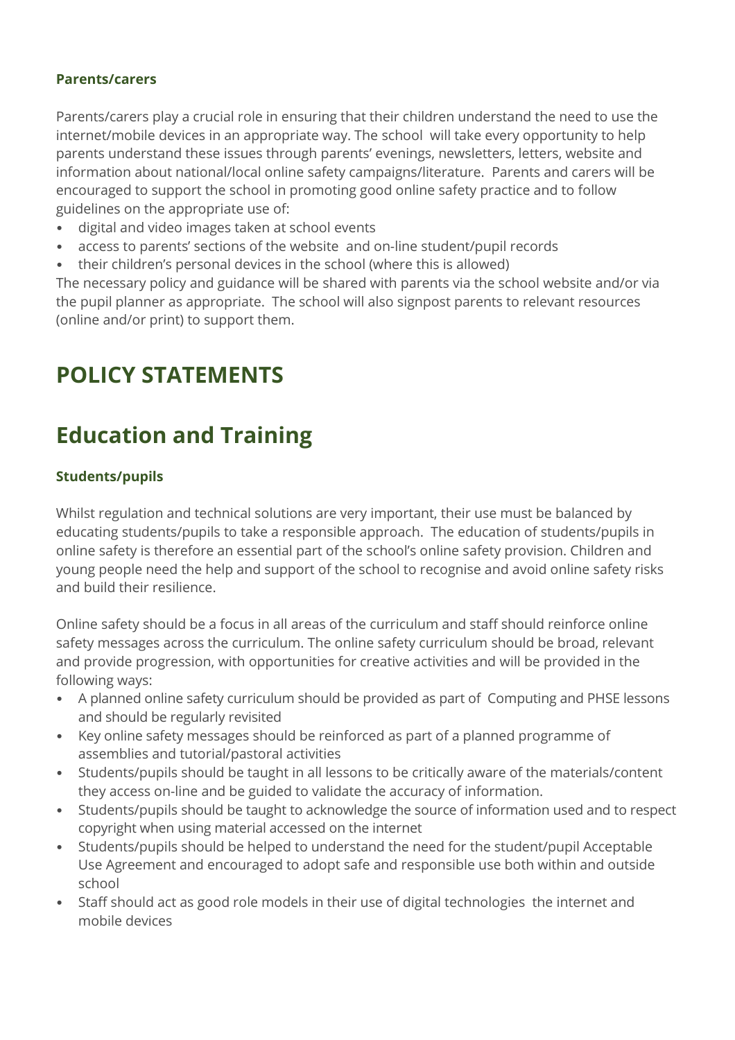### Parents/carers

Parents/carers play a crucial role in ensuring that their children understand the need to use the internet/mobile devices in an appropriate way. The school will take every opportunity to help parents understand these issues through parents' evenings, newsletters, letters, website and information about national/local online safety campaigns/literature. Parents and carers will be encouraged to support the school in promoting good online safety practice and to follow guidelines on the appropriate use of:

- digital and video images taken at school events
- access to parents' sections of the website and on-line student/pupil records
- their children's personal devices in the school (where this is allowed)

The necessary policy and guidance will be shared with parents via the school website and/or via the pupil planner as appropriate. The school will also signpost parents to relevant resources (online and/or print) to support them.

# POLICY STATEMENTS

# Education and Training

### Students/pupils

Whilst regulation and technical solutions are very important, their use must be balanced by educating students/pupils to take a responsible approach. The education of students/pupils in online safety is therefore an essential part of the school's online safety provision. Children and young people need the help and support of the school to recognise and avoid online safety risks and build their resilience.

Online safety should be a focus in all areas of the curriculum and staff should reinforce online safety messages across the curriculum. The online safety curriculum should be broad, relevant and provide progression, with opportunities for creative activities and will be provided in the following ways:

- A planned online safety curriculum should be provided as part of Computing and PHSE lessons and should be regularly revisited
- Key online safety messages should be reinforced as part of a planned programme of assemblies and tutorial/pastoral activities
- Students/pupils should be taught in all lessons to be critically aware of the materials/content they access on-line and be guided to validate the accuracy of information.
- Students/pupils should be taught to acknowledge the source of information used and to respect copyright when using material accessed on the internet
- Students/pupils should be helped to understand the need for the student/pupil Acceptable Use Agreement and encouraged to adopt safe and responsible use both within and outside school
- Staff should act as good role models in their use of digital technologies the internet and mobile devices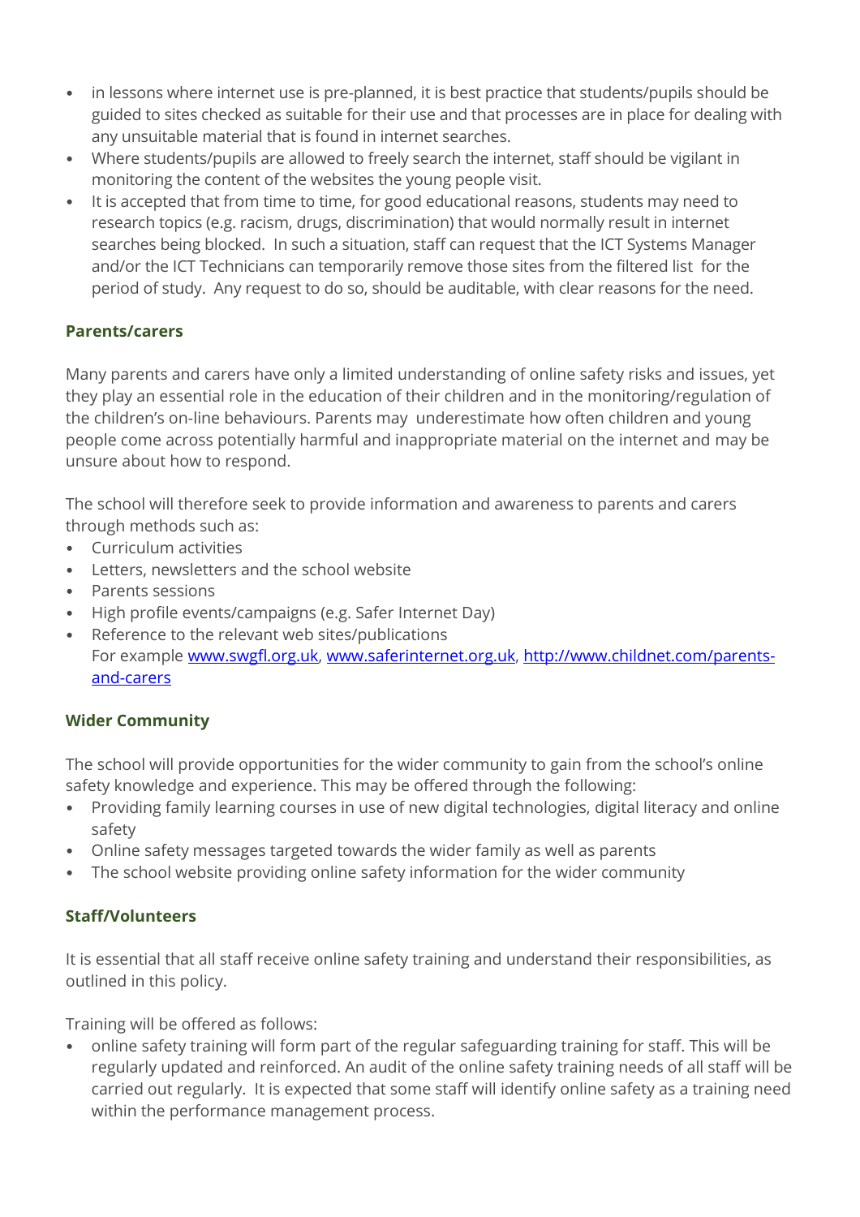- in lessons where internet use is pre-planned, it is best practice that students/pupils should be guided to sites checked as suitable for their use and that processes are in place for dealing with any unsuitable material that is found in internet searches.
- Where students/pupils are allowed to freely search the internet, staff should be vigilant in monitoring the content of the websites the young people visit.
- It is accepted that from time to time, for good educational reasons, students may need to research topics (e.g. racism, drugs, discrimination) that would normally result in internet searches being blocked. In such a situation, staff can request that the ICT Systems Manager and/or the ICT Technicians can temporarily remove those sites from the filtered list for the period of study. Any request to do so, should be auditable, with clear reasons for the need.

**Parents/carers**

Many parents and carers have only a limited understanding of online safety risks and issues, yet they play an essential role in the education of their children and in the monitoring/regulation of the children's on-line behaviours. Parents may underestimate how often children and young people come across potentially harmful and inappropriate material on the internet and may be unsure about how to respond.

The school will therefore seek to provide information and awareness to parents and carers through methods such as:

- Curriculum activities
- Letters, newsletters and the school website
- Parents sessions
- High profile events/campaigns (e.g. Safer Internet Day)
- Reference to the relevant web sites/publications
  For example www.swgfl.org.uk, www.saferinternet.org.uk, http://www.childnet.com/parents-and-carers

**Wider Community**

The school will provide opportunities for the wider community to gain from the school's online safety knowledge and experience. This may be offered through the following:

- Providing family learning courses in use of new digital technologies, digital literacy and online safety
- Online safety messages targeted towards the wider family as well as parents
- The school website providing online safety information for the wider community

**Staff/Volunteers**

It is essential that all staff receive online safety training and understand their responsibilities, as outlined in this policy.

Training will be offered as follows:

- online safety training will form part of the regular safeguarding training for staff. This will be regularly updated and reinforced. An audit of the online safety training needs of all staff will be carried out regularly. It is expected that some staff will identify online safety as a training need within the performance management process.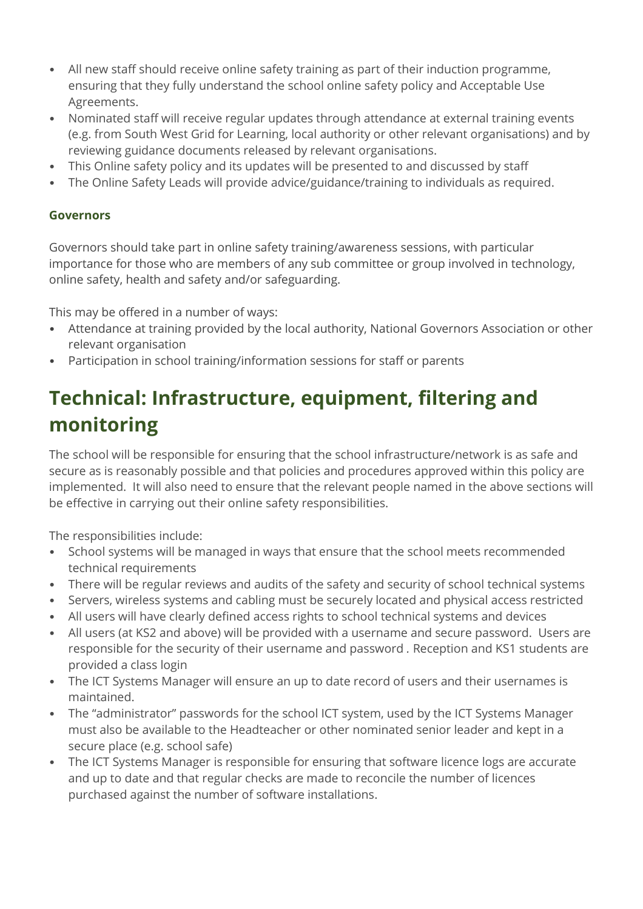- All new staff should receive online safety training as part of their induction programme, ensuring that they fully understand the school online safety policy and Acceptable Use Agreements.
- Nominated staff will receive regular updates through attendance at external training events (e.g. from South West Grid for Learning, local authority or other relevant organisations) and by reviewing guidance documents released by relevant organisations.
- This Online safety policy and its updates will be presented to and discussed by staff
- The Online Safety Leads will provide advice/guidance/training to individuals as required.

### Governors

Governors should take part in online safety training/awareness sessions, with particular importance for those who are members of any sub committee or group involved in technology, online safety, health and safety and/or safeguarding.

This may be offered in a number of ways:

- Attendance at training provided by the local authority, National Governors Association or other relevant organisation
- Participation in school training/information sessions for staff or parents

## Technical: Infrastructure, equipment, filtering and monitoring

The school will be responsible for ensuring that the school infrastructure/network is as safe and secure as is reasonably possible and that policies and procedures approved within this policy are implemented. It will also need to ensure that the relevant people named in the above sections will be effective in carrying out their online safety responsibilities.

The responsibilities include:

- School systems will be managed in ways that ensure that the school meets recommended technical requirements
- There will be regular reviews and audits of the safety and security of school technical systems
- Servers, wireless systems and cabling must be securely located and physical access restricted
- All users will have clearly defined access rights to school technical systems and devices
- All users (at KS2 and above) will be provided with a username and secure password. Users are responsible for the security of their username and password . Reception and KS1 students are provided a class login
- The ICT Systems Manager will ensure an up to date record of users and their usernames is maintained.
- The "administrator" passwords for the school ICT system, used by the ICT Systems Manager must also be available to the Headteacher or other nominated senior leader and kept in a secure place (e.g. school safe)
- The ICT Systems Manager is responsible for ensuring that software licence logs are accurate and up to date and that regular checks are made to reconcile the number of licences purchased against the number of software installations.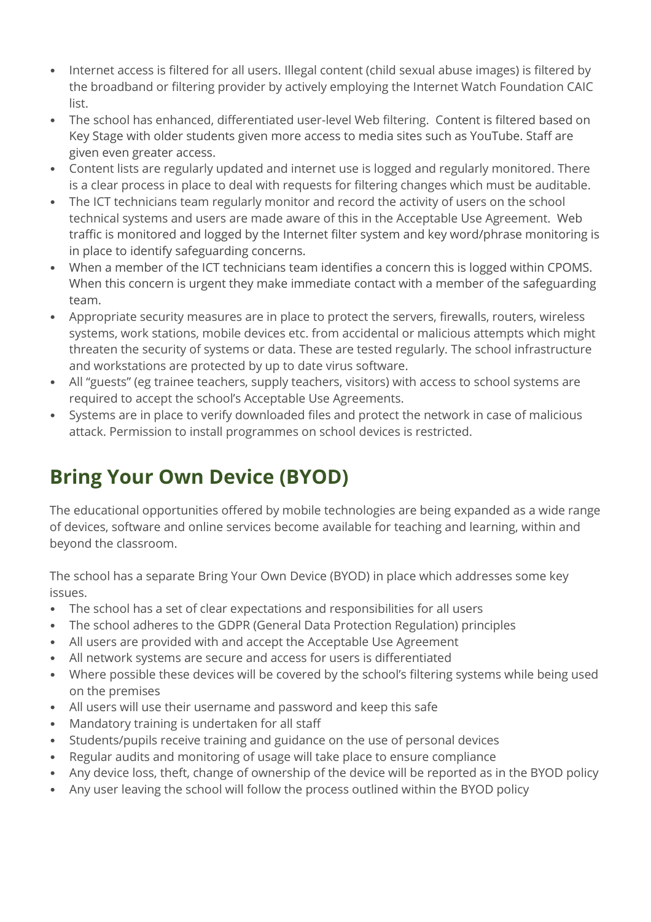- Internet access is filtered for all users. Illegal content (child sexual abuse images) is filtered by the broadband or filtering provider by actively employing the Internet Watch Foundation CAIC list.
- The school has enhanced, differentiated user-level Web filtering. Content is filtered based on Key Stage with older students given more access to media sites such as YouTube. Staff are given even greater access.
- Content lists are regularly updated and internet use is logged and regularly monitored. There is a clear process in place to deal with requests for filtering changes which must be auditable.
- The ICT technicians team regularly monitor and record the activity of users on the school technical systems and users are made aware of this in the Acceptable Use Agreement. Web traffic is monitored and logged by the Internet filter system and key word/phrase monitoring is in place to identify safeguarding concerns.
- When a member of the ICT technicians team identifies a concern this is logged within CPOMS. When this concern is urgent they make immediate contact with a member of the safeguarding team.
- Appropriate security measures are in place to protect the servers, firewalls, routers, wireless systems, work stations, mobile devices etc. from accidental or malicious attempts which might threaten the security of systems or data. These are tested regularly. The school infrastructure and workstations are protected by up to date virus software.
- All "guests" (eg trainee teachers, supply teachers, visitors) with access to school systems are required to accept the school's Acceptable Use Agreements.
- Systems are in place to verify downloaded files and protect the network in case of malicious attack. Permission to install programmes on school devices is restricted.

## Bring Your Own Device (BYOD)

The educational opportunities offered by mobile technologies are being expanded as a wide range of devices, software and online services become available for teaching and learning, within and beyond the classroom.

The school has a separate Bring Your Own Device (BYOD) in place which addresses some key issues.

- The school has a set of clear expectations and responsibilities for all users
- The school adheres to the GDPR (General Data Protection Regulation) principles
- All users are provided with and accept the Acceptable Use Agreement
- All network systems are secure and access for users is differentiated
- Where possible these devices will be covered by the school's filtering systems while being used on the premises
- All users will use their username and password and keep this safe
- Mandatory training is undertaken for all staff
- Students/pupils receive training and guidance on the use of personal devices
- Regular audits and monitoring of usage will take place to ensure compliance
- Any device loss, theft, change of ownership of the device will be reported as in the BYOD policy
- Any user leaving the school will follow the process outlined within the BYOD policy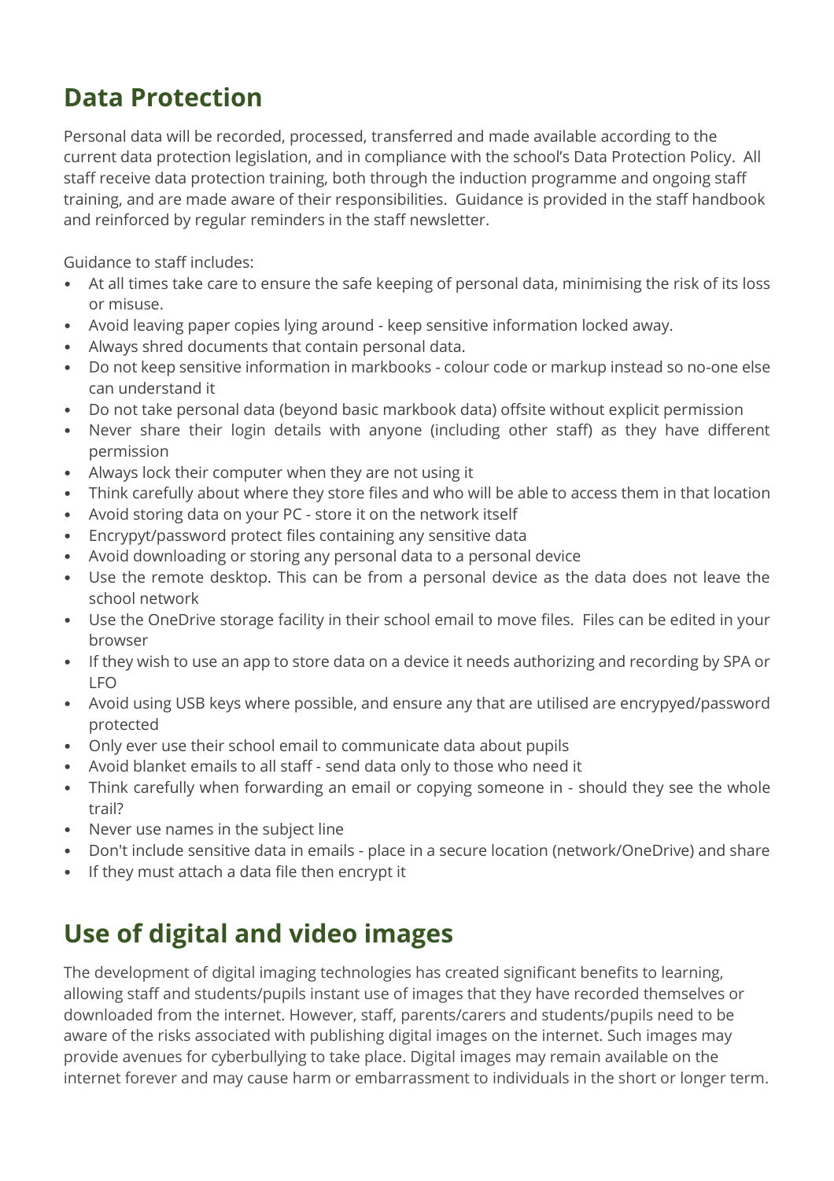## Data Protection

Personal data will be recorded, processed, transferred and made available according to the current data protection legislation, and in compliance with the school's Data Protection Policy. All staff receive data protection training, both through the induction programme and ongoing staff training, and are made aware of their responsibilities. Guidance is provided in the staff handbook and reinforced by regular reminders in the staff newsletter.

Guidance to staff includes:

- At all times take care to ensure the safe keeping of personal data, minimising the risk of its loss or misuse.
- Avoid leaving paper copies lying around - keep sensitive information locked away.
- Always shred documents that contain personal data.
- Do not keep sensitive information in markbooks - colour code or markup instead so no-one else can understand it
- Do not take personal data (beyond basic markbook data) offsite without explicit permission
- Never share their login details with anyone (including other staff) as they have different permission
- Always lock their computer when they are not using it
- Think carefully about where they store files and who will be able to access them in that location
- Avoid storing data on your PC - store it on the network itself
- Encrypyt/password protect files containing any sensitive data
- Avoid downloading or storing any personal data to a personal device
- Use the remote desktop. This can be from a personal device as the data does not leave the school network
- Use the OneDrive storage facility in their school email to move files. Files can be edited in your browser
- If they wish to use an app to store data on a device it needs authorizing and recording by SPA or LFO
- Avoid using USB keys where possible, and ensure any that are utilised are encrypyed/password protected
- Only ever use their school email to communicate data about pupils
- Avoid blanket emails to all staff - send data only to those who need it
- Think carefully when forwarding an email or copying someone in - should they see the whole trail?
- Never use names in the subject line
- Don't include sensitive data in emails - place in a secure location (network/OneDrive) and share
- If they must attach a data file then encrypt it

## Use of digital and video images

The development of digital imaging technologies has created significant benefits to learning, allowing staff and students/pupils instant use of images that they have recorded themselves or downloaded from the internet. However, staff, parents/carers and students/pupils need to be aware of the risks associated with publishing digital images on the internet. Such images may provide avenues for cyberbullying to take place. Digital images may remain available on the internet forever and may cause harm or embarrassment to individuals in the short or longer term.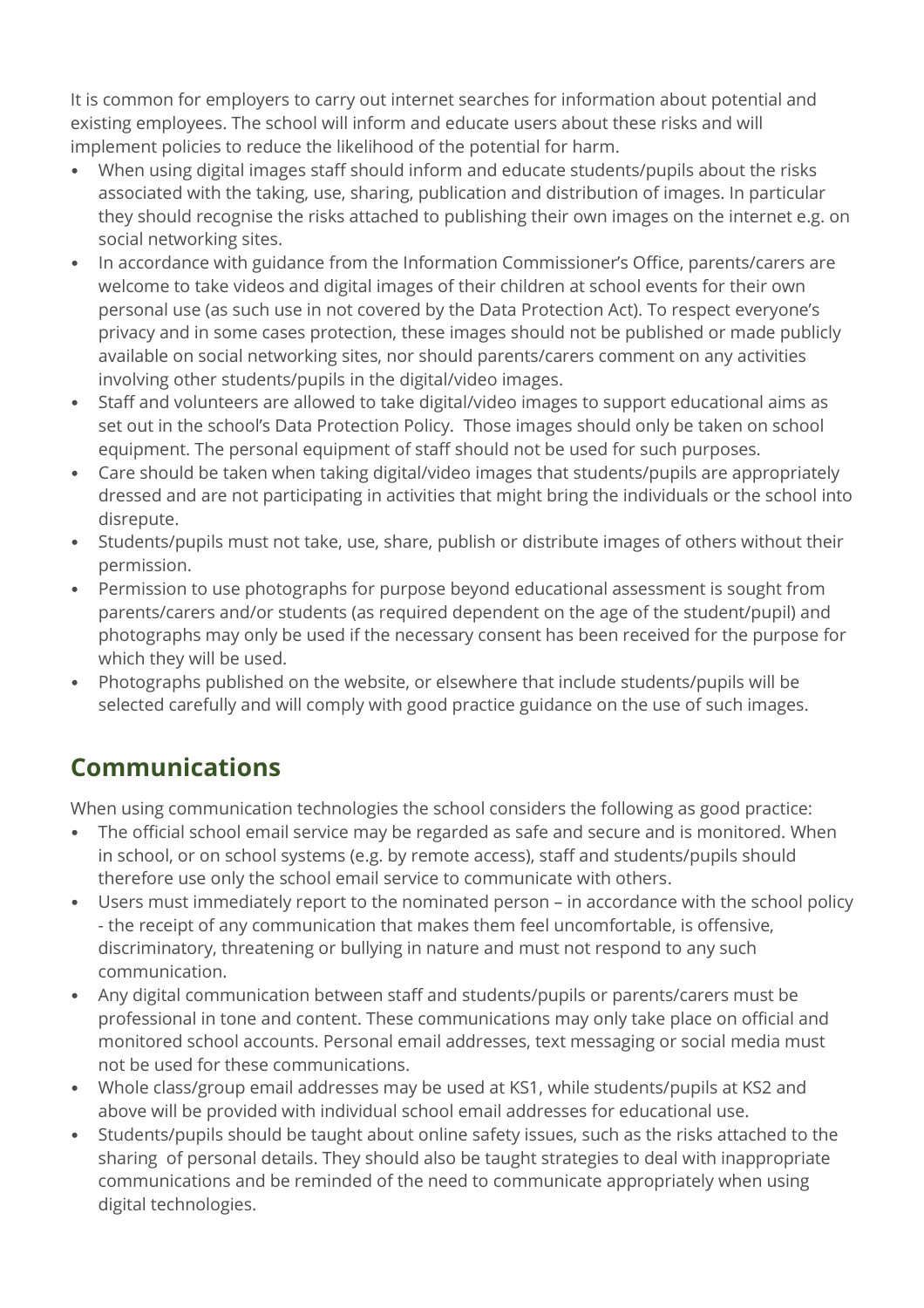It is common for employers to carry out internet searches for information about potential and existing employees. The school will inform and educate users about these risks and will implement policies to reduce the likelihood of the potential for harm.

- When using digital images staff should inform and educate students/pupils about the risks associated with the taking, use, sharing, publication and distribution of images. In particular they should recognise the risks attached to publishing their own images on the internet e.g. on social networking sites.
- In accordance with guidance from the Information Commissioner's Office, parents/carers are welcome to take videos and digital images of their children at school events for their own personal use (as such use in not covered by the Data Protection Act). To respect everyone's privacy and in some cases protection, these images should not be published or made publicly available on social networking sites, nor should parents/carers comment on any activities involving other students/pupils in the digital/video images.
- Staff and volunteers are allowed to take digital/video images to support educational aims as set out in the school's Data Protection Policy. Those images should only be taken on school equipment. The personal equipment of staff should not be used for such purposes.
- Care should be taken when taking digital/video images that students/pupils are appropriately dressed and are not participating in activities that might bring the individuals or the school into disrepute.
- Students/pupils must not take, use, share, publish or distribute images of others without their permission.
- Permission to use photographs for purpose beyond educational assessment is sought from parents/carers and/or students (as required dependent on the age of the student/pupil) and photographs may only be used if the necessary consent has been received for the purpose for which they will be used.
- Photographs published on the website, or elsewhere that include students/pupils will be selected carefully and will comply with good practice guidance on the use of such images.

## Communications

When using communication technologies the school considers the following as good practice:

- The official school email service may be regarded as safe and secure and is monitored. When in school, or on school systems (e.g. by remote access), staff and students/pupils should therefore use only the school email service to communicate with others.
- Users must immediately report to the nominated person – in accordance with the school policy - the receipt of any communication that makes them feel uncomfortable, is offensive, discriminatory, threatening or bullying in nature and must not respond to any such communication.
- Any digital communication between staff and students/pupils or parents/carers must be professional in tone and content. These communications may only take place on official and monitored school accounts. Personal email addresses, text messaging or social media must not be used for these communications.
- Whole class/group email addresses may be used at KS1, while students/pupils at KS2 and above will be provided with individual school email addresses for educational use.
- Students/pupils should be taught about online safety issues, such as the risks attached to the sharing of personal details. They should also be taught strategies to deal with inappropriate communications and be reminded of the need to communicate appropriately when using digital technologies.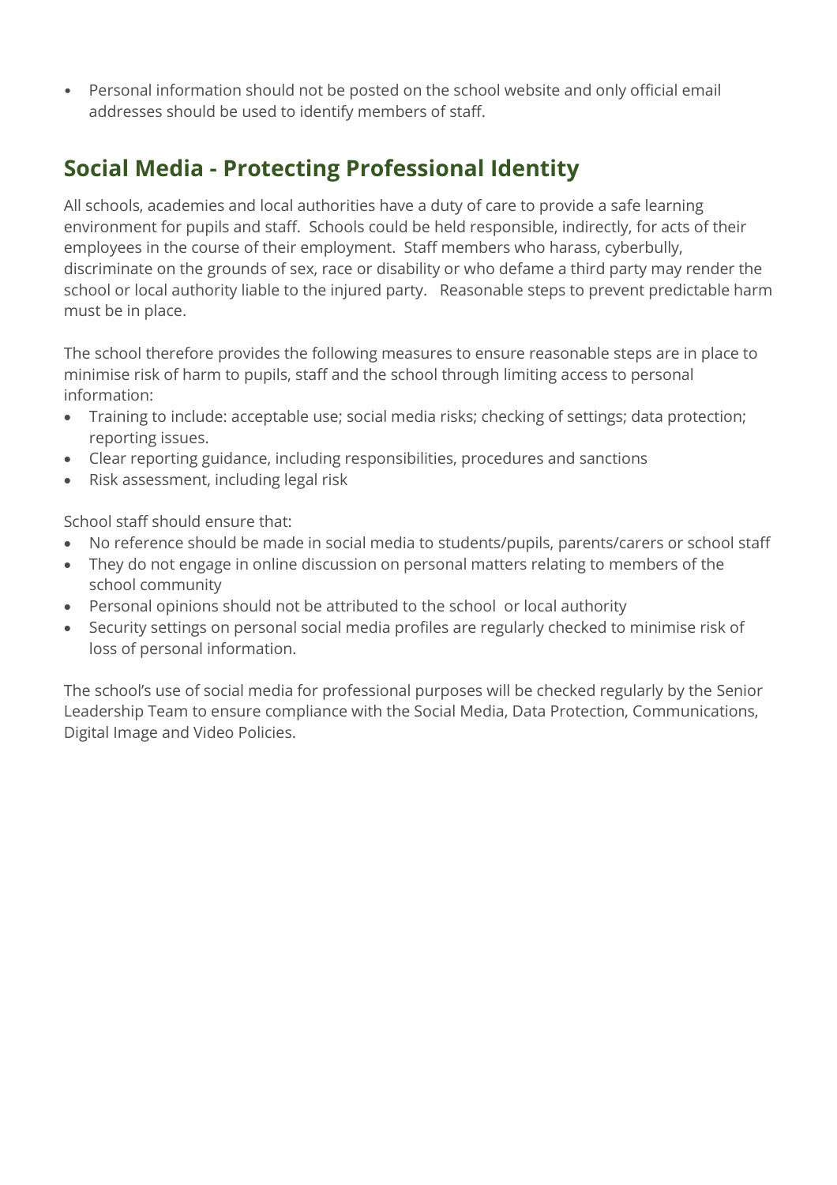- Personal information should not be posted on the school website and only official email addresses should be used to identify members of staff.

## Social Media - Protecting Professional Identity

All schools, academies and local authorities have a duty of care to provide a safe learning environment for pupils and staff. Schools could be held responsible, indirectly, for acts of their employees in the course of their employment. Staff members who harass, cyberbully, discriminate on the grounds of sex, race or disability or who defame a third party may render the school or local authority liable to the injured party. Reasonable steps to prevent predictable harm must be in place.

The school therefore provides the following measures to ensure reasonable steps are in place to minimise risk of harm to pupils, staff and the school through limiting access to personal information:

- Training to include: acceptable use; social media risks; checking of settings; data protection; reporting issues.
- Clear reporting guidance, including responsibilities, procedures and sanctions
- Risk assessment, including legal risk

School staff should ensure that:

- No reference should be made in social media to students/pupils, parents/carers or school staff
- They do not engage in online discussion on personal matters relating to members of the school community
- Personal opinions should not be attributed to the school or local authority
- Security settings on personal social media profiles are regularly checked to minimise risk of loss of personal information.

The school's use of social media for professional purposes will be checked regularly by the Senior Leadership Team to ensure compliance with the Social Media, Data Protection, Communications, Digital Image and Video Policies.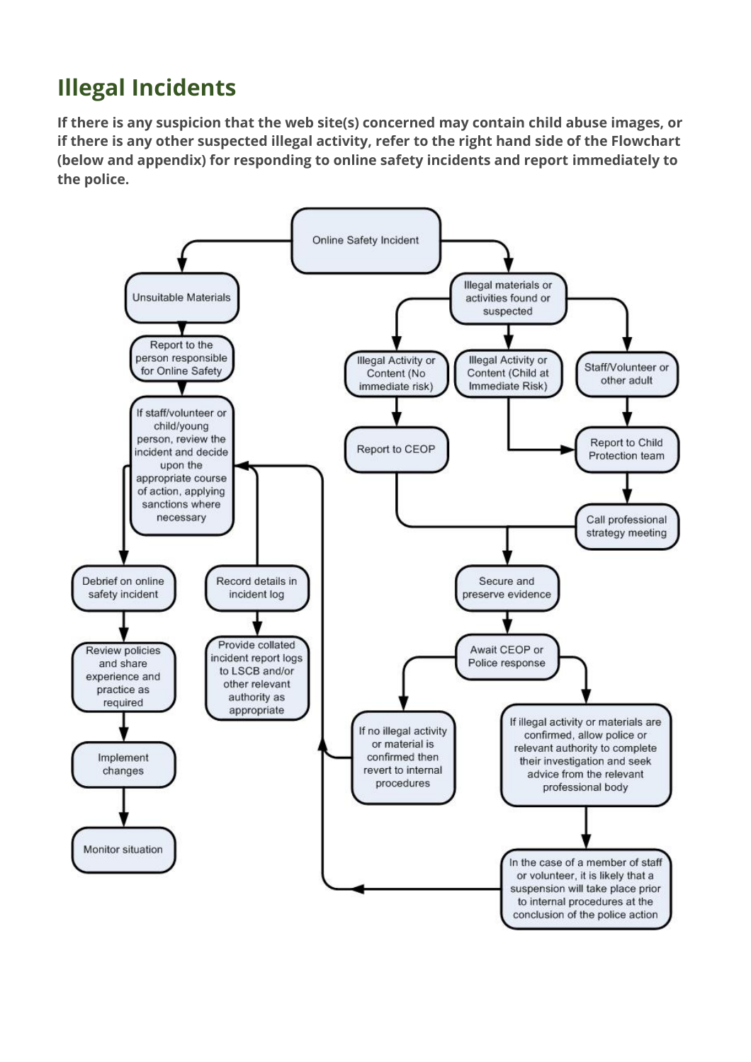## Illegal Incidents

**If there is any suspicion that the web site(s) concerned may contain child abuse images, or if there is any other suspected illegal activity, refer to the right hand side of the Flowchart (below and appendix) for responding to online safety incidents and report immediately to the police.**

Online Safety Incident

Unsuitable Materials

Report to the person responsible for Online Safety

If staff/volunteer or child/young person, review the incident and decide upon the appropriate course of action, applying sanctions where necessary

Debrief on online safety incident

Review policies and share experience and practice as required

Implement changes

Monitor situation

Record details in incident log

Provide collated incident report logs to LSCB and/or other relevant authority as appropriate

Illegal materials or activities found or suspected

Illegal Activity or Content (No immediate risk)

Illegal Activity or Content (Child at Immediate Risk)

Staff/Volunteer or other adult

Report to CEOP

Report to Child Protection team

Call professional strategy meeting

Secure and preserve evidence

Await CEOP or Police response

If no illegal activity or material is confirmed then revert to internal procedures

If illegal activity or materials are confirmed, allow police or relevant authority to complete their investigation and seek advice from the relevant professional body

In the case of a member of staff or volunteer, it is likely that a suspension will take place prior to internal procedures at the conclusion of the police action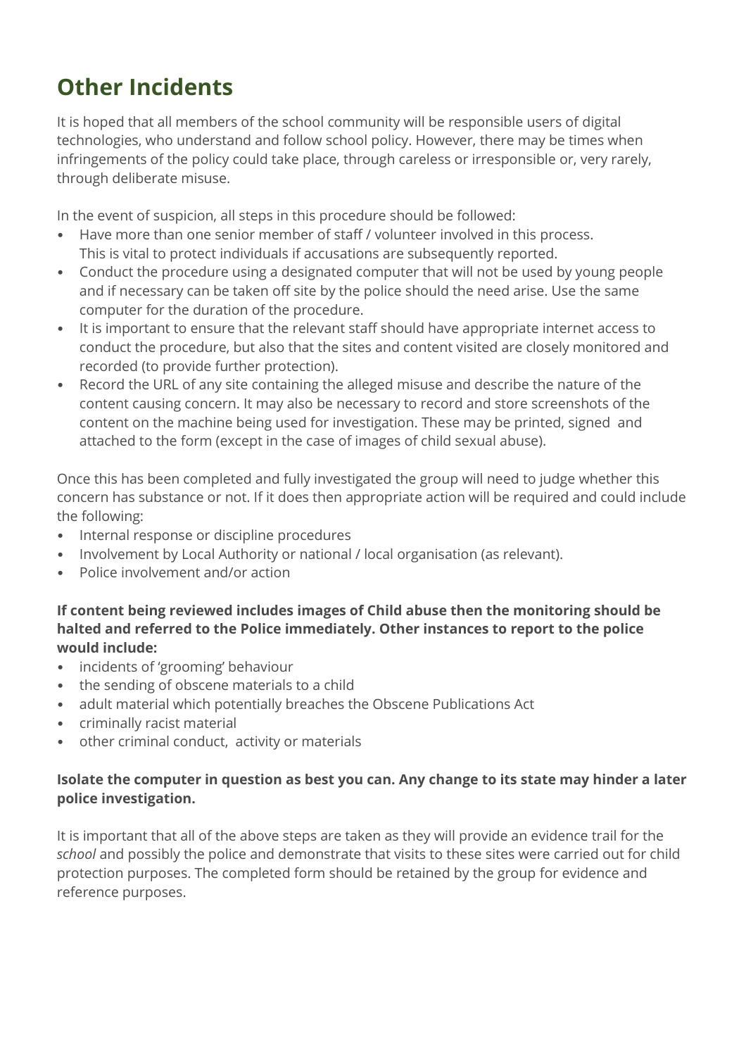## Other Incidents

It is hoped that all members of the school community will be responsible users of digital technologies, who understand and follow school policy. However, there may be times when infringements of the policy could take place, through careless or irresponsible or, very rarely, through deliberate misuse.

In the event of suspicion, all steps in this procedure should be followed:

- Have more than one senior member of staff / volunteer involved in this process. This is vital to protect individuals if accusations are subsequently reported.
- Conduct the procedure using a designated computer that will not be used by young people and if necessary can be taken off site by the police should the need arise. Use the same computer for the duration of the procedure.
- It is important to ensure that the relevant staff should have appropriate internet access to conduct the procedure, but also that the sites and content visited are closely monitored and recorded (to provide further protection).
- Record the URL of any site containing the alleged misuse and describe the nature of the content causing concern. It may also be necessary to record and store screenshots of the content on the machine being used for investigation. These may be printed, signed and attached to the form (except in the case of images of child sexual abuse).

Once this has been completed and fully investigated the group will need to judge whether this concern has substance or not. If it does then appropriate action will be required and could include the following:

- Internal response or discipline procedures
- Involvement by Local Authority or national / local organisation (as relevant).
- Police involvement and/or action

**If content being reviewed includes images of Child abuse then the monitoring should be halted and referred to the Police immediately. Other instances to report to the police would include:**

- incidents of 'grooming' behaviour
- the sending of obscene materials to a child
- adult material which potentially breaches the Obscene Publications Act
- criminally racist material
- other criminal conduct, activity or materials

**Isolate the computer in question as best you can. Any change to its state may hinder a later police investigation.**

It is important that all of the above steps are taken as they will provide an evidence trail for the *school* and possibly the police and demonstrate that visits to these sites were carried out for child protection purposes. The completed form should be retained by the group for evidence and reference purposes.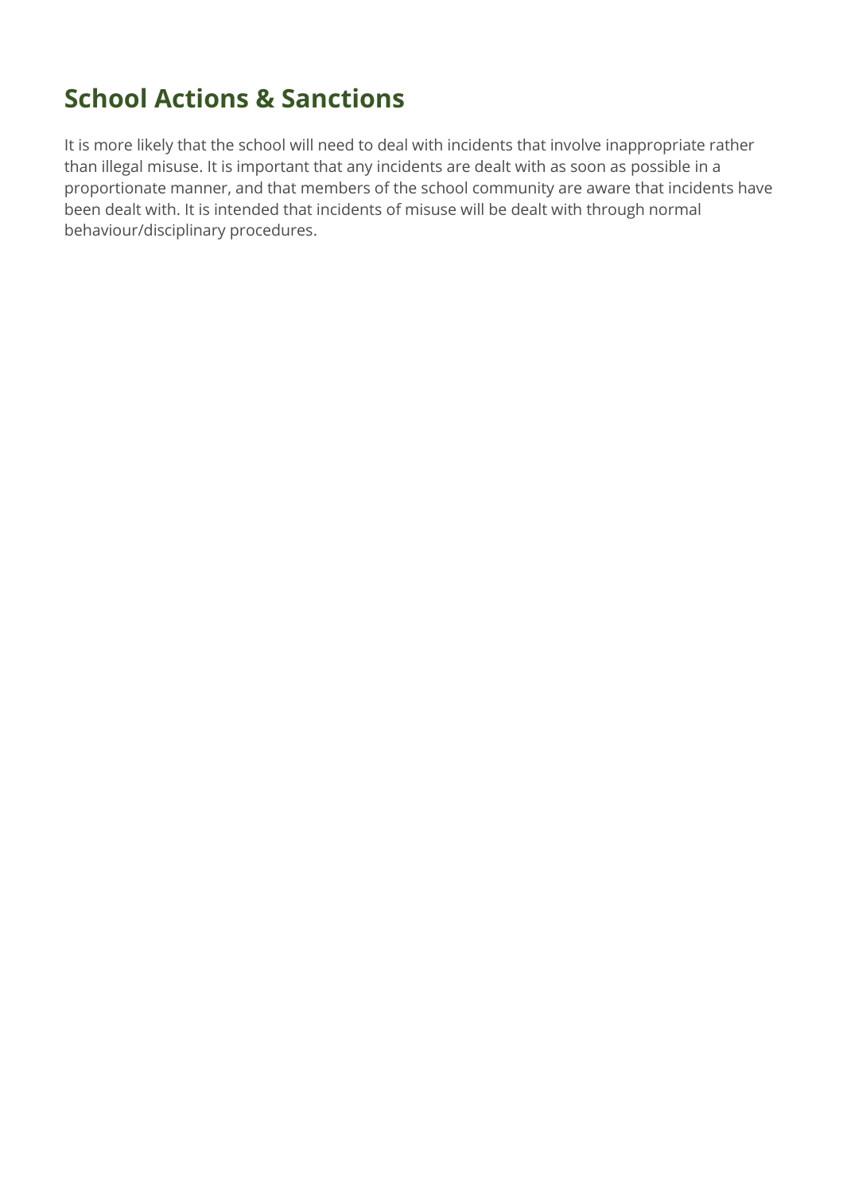## School Actions & Sanctions

It is more likely that the school will need to deal with incidents that involve inappropriate rather than illegal misuse. It is important that any incidents are dealt with as soon as possible in a proportionate manner, and that members of the school community are aware that incidents have been dealt with. It is intended that incidents of misuse will be dealt with through normal behaviour/disciplinary procedures.